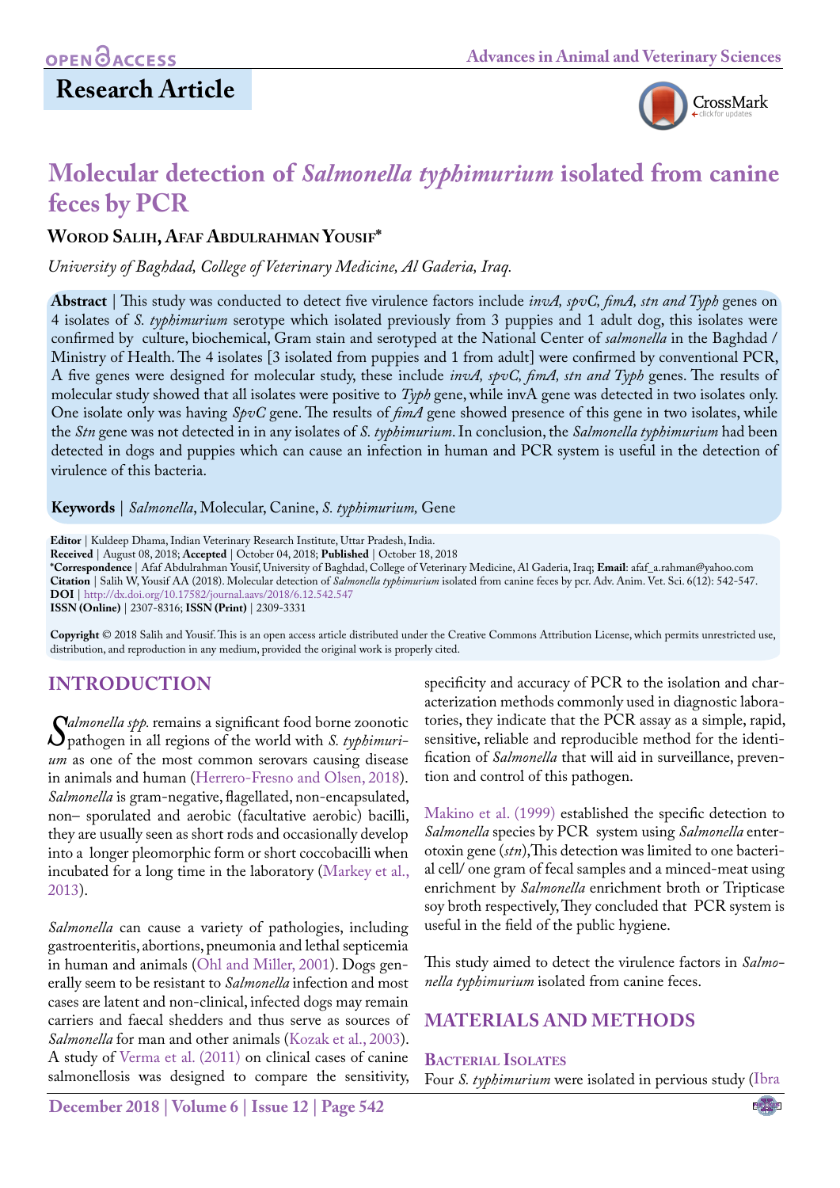Research Article

# Molecular detection of *Salmonella typhimurium* isolated from canine feces by PCR

**Worod Salih, Afaf Abdulrahman Yousif***

*University of Baghdad, College of Veterinary Medicine, Al Gaderia, Iraq.*

**Abstract** | This study was conducted to detect five virulence factors include *invA, spvC, fimA, stn and Typh* genes on 4 isolates of *S. typhimurium* serotype which isolated previously from 3 puppies and 1 adult dog, this isolates were confirmed by culture, biochemical, Gram stain and serotyped at the National Center of *salmonella* in the Baghdad / Ministry of Health. The 4 isolates [3 isolated from puppies and 1 from adult] were confirmed by conventional PCR, A five genes were designed for molecular study, these include *invA, spvC, fimA, stn and Typh* genes. The results of molecular study showed that all isolates were positive to *Typh* gene, while invA gene was detected in two isolates only. One isolate only was having *SpvC* gene. The results of *fimA* gene showed presence of this gene in two isolates, while the *Stn* gene was not detected in in any isolates of *S. typhimurium*. In conclusion, the *Salmonella typhimurium* had been detected in dogs and puppies which can cause an infection in human and PCR system is useful in the detection of virulence of this bacteria.

**Keywords** | *Salmonella*, Molecular, Canine, *S. typhimurium,* Gene

**Editor** | Kuldeep Dhama, Indian Veterinary Research Institute, Uttar Pradesh, India.
**Received** | August 08, 2018; **Accepted** | October 04, 2018; **Published** | October 18, 2018
***Correspondence** | Afaf Abdulrahman Yousif, University of Baghdad, College of Veterinary Medicine, Al Gaderia, Iraq; **Email**: afaf_a.rahman@yahoo.com
**Citation** | Salih W, Yousif AA (2018). Molecular detection of *Salmonella typhimurium* isolated from canine feces by pcr. Adv. Anim. Vet. Sci. 6(12): 542-547.
**DOI** | http://dx.doi.org/10.17582/journal.aavs/2018/6.12.542.547
**ISSN (Online)** | 2307-8316; **ISSN (Print)** | 2309-3331

**Copyright** © 2018 Salih and Yousif. This is an open access article distributed under the Creative Commons Attribution License, which permits unrestricted use, distribution, and reproduction in any medium, provided the original work is properly cited.

## INTRODUCTION

*Salmonella spp.* remains a significant food borne zoonotic pathogen in all regions of the world with *S. typhimurium* as one of the most common serovars causing disease in animals and human (Herrero-Fresno and Olsen, 2018). *Salmonella* is gram-negative, flagellated, non-encapsulated, non– sporulated and aerobic (facultative aerobic) bacilli, they are usually seen as short rods and occasionally develop into a longer pleomorphic form or short coccobacilli when incubated for a long time in the laboratory (Markey et al., 2013).

*Salmonella* can cause a variety of pathologies, including gastroenteritis, abortions, pneumonia and lethal septicemia in human and animals (Ohl and Miller, 2001). Dogs generally seem to be resistant to *Salmonella* infection and most cases are latent and non-clinical, infected dogs may remain carriers and faecal shedders and thus serve as sources of *Salmonella* for man and other animals (Kozak et al., 2003). A study of Verma et al. (2011) on clinical cases of canine salmonellosis was designed to compare the sensitivity, specificity and accuracy of PCR to the isolation and characterization methods commonly used in diagnostic laboratories, they indicate that the PCR assay as a simple, rapid, sensitive, reliable and reproducible method for the identification of *Salmonella* that will aid in surveillance, prevention and control of this pathogen.

Makino et al. (1999) established the specific detection to *Salmonella* species by PCR system using *Salmonella* enterotoxin gene (*stn*),This detection was limited to one bacterial cell/ one gram of fecal samples and a minced-meat using enrichment by *Salmonella* enrichment broth or Tripticase soy broth respectively, They concluded that PCR system is useful in the field of the public hygiene.

This study aimed to detect the virulence factors in *Salmonella typhimurium* isolated from canine feces.

## MATERIALS AND METHODS

### Bacterial Isolates

Four *S. typhimurium* were isolated in pervious study (Ibra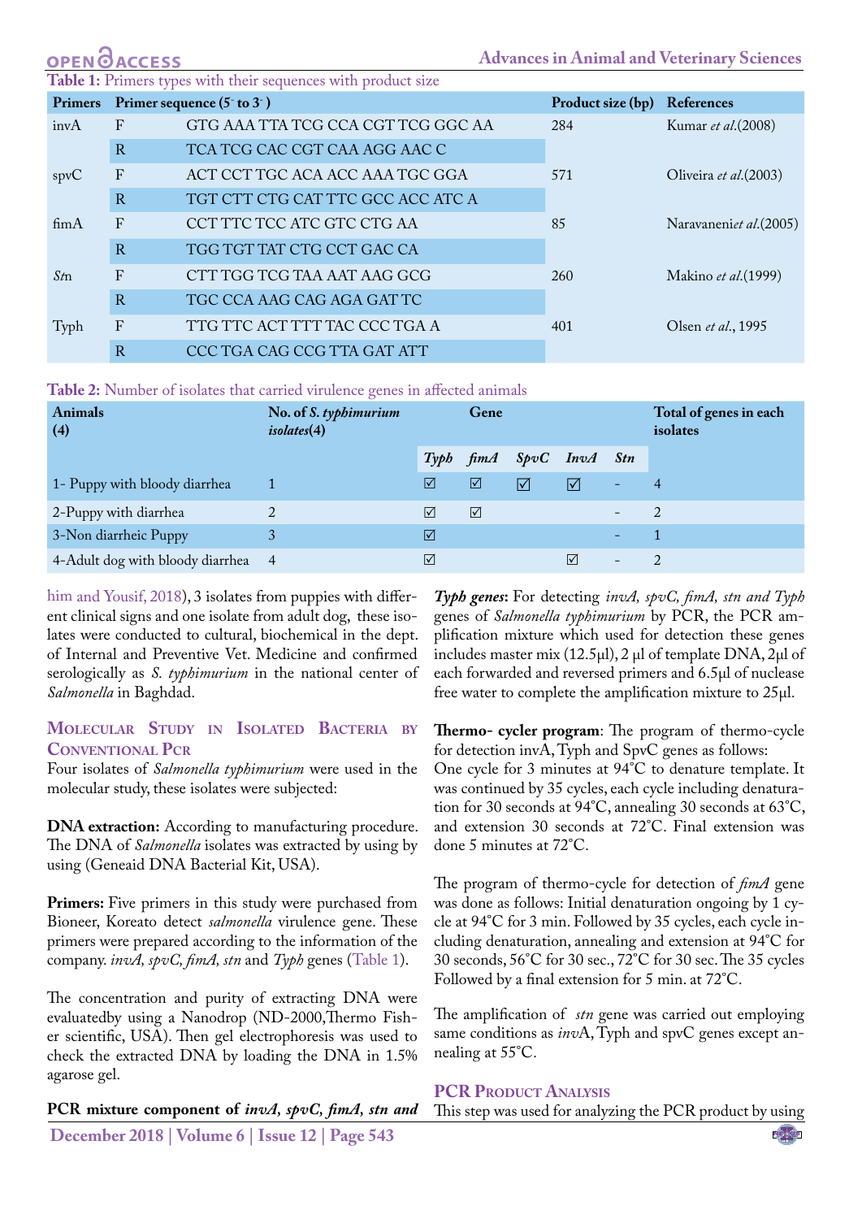**Table 1:** Primers types with their sequences with product size

| Primers | | Primer sequence (5' to 3') | Product size (bp) | References |
|---|---|---|---|---|
| invA | F | GTG AAA TTA TCG CCA CGT TCG GGC AA | 284 | Kumar *et al.*(2008) |
| | R | TCA TCG CAC CGT CAA AGG AAC C | | |
| spvC | F | ACT CCT TGC ACA ACC AAA TGC GGA | 571 | Oliveira *et al.*(2003) |
| | R | TGT CTT CTG CAT TTC GCC ACC ATC A | | |
| fimA | F | CCT TTC TCC ATC GTC CTG AA | 85 | Naravaneni*et al.*(2005) |
| | R | TGG TGT TAT CTG CCT GAC CA | | |
| *Stn* | F | CTT TGG TCG TAA AAT AAG GCG | 260 | Makino *et al.*(1999) |
| | R | TGC CCA AAG CAG AGA GAT TC | | |
| Typh | F | TTG TTC ACT TTT TAC CCC TGA A | 401 | Olsen *et al.*, 1995 |
| | R | CCC TGA CAG CCG TTA GAT ATT | | |

**Table 2:** Number of isolates that carried virulence genes in affected animals

| Animals (4) | No. of *S. typhimurium isolates*(4) | Gene | | | | | Total of genes in each isolates |
|---|---|---|---|---|---|---|---|
| | | *Typh* | *fimA* | *SpvC* | *InvA* | *Stn* | |
| 1- Puppy with bloody diarrhea | 1 | ☑ | ☑ | ☑ | ☑ | - | 4 |
| 2-Puppy with diarrhea | 2 | ☑ | ☑ | | | - | 2 |
| 3-Non diarrheic Puppy | 3 | ☑ | | | | - | 1 |
| 4-Adult dog with bloody diarrhea | 4 | ☑ | | | ☑ | - | 2 |

him and Yousif, 2018), 3 isolates from puppies with different clinical signs and one isolate from adult dog, these isolates were conducted to cultural, biochemical in the dept. of Internal and Preventive Vet. Medicine and confirmed serologically as *S. typhimurium* in the national center of *Salmonella* in Baghdad.

## Molecular Study in Isolated Bacteria by Conventional Pcr

Four isolates of *Salmonella typhimurium* were used in the molecular study, these isolates were subjected:

**DNA extraction:** According to manufacturing procedure. The DNA of *Salmonella* isolates was extracted by using by using (Geneaid DNA Bacterial Kit, USA).

**Primers:** Five primers in this study were purchased from Bioneer, Koreato detect *salmonella* virulence gene. These primers were prepared according to the information of the company. *invA, spvC, fimA, stn* and *Typh* genes (Table 1).

The concentration and purity of extracting DNA were evaluatedby using a Nanodrop (ND-2000,Thermo Fisher scientific, USA). Then gel electrophoresis was used to check the extracted DNA by loading the DNA in 1.5% agarose gel.

**PCR mixture component of *invA, spvC, fimA, stn and Typh* genes:** For detecting *invA, spvC, fimA, stn and Typh* genes of *Salmonella typhimurium* by PCR, the PCR amplification mixture which used for detection these genes includes master mix (12.5µl), 2 µl of template DNA, 2µl of each forwarded and reversed primers and 6.5µl of nuclease free water to complete the amplification mixture to 25µl.

**Thermo- cycler program**: The program of thermo-cycle for detection invA, Typh and SpvC genes as follows:
One cycle for 3 minutes at 94°C to denature template. It was continued by 35 cycles, each cycle including denaturation for 30 seconds at 94°C, annealing 30 seconds at 63°C, and extension 30 seconds at 72°C. Final extension was done 5 minutes at 72°C.

The program of thermo-cycle for detection of *fimA* gene was done as follows: Initial denaturation ongoing by 1 cycle at 94°C for 3 min. Followed by 35 cycles, each cycle including denaturation, annealing and extension at 94°C for 30 seconds, 56°C for 30 sec., 72°C for 30 sec. The 35 cycles Followed by a final extension for 5 min. at 72°C.

The amplification of *stn* gene was carried out employing same conditions as *inv*A, Typh and spvC genes except annealing at 55°C.

## PCR Product Analysis

This step was used for analyzing the PCR product by using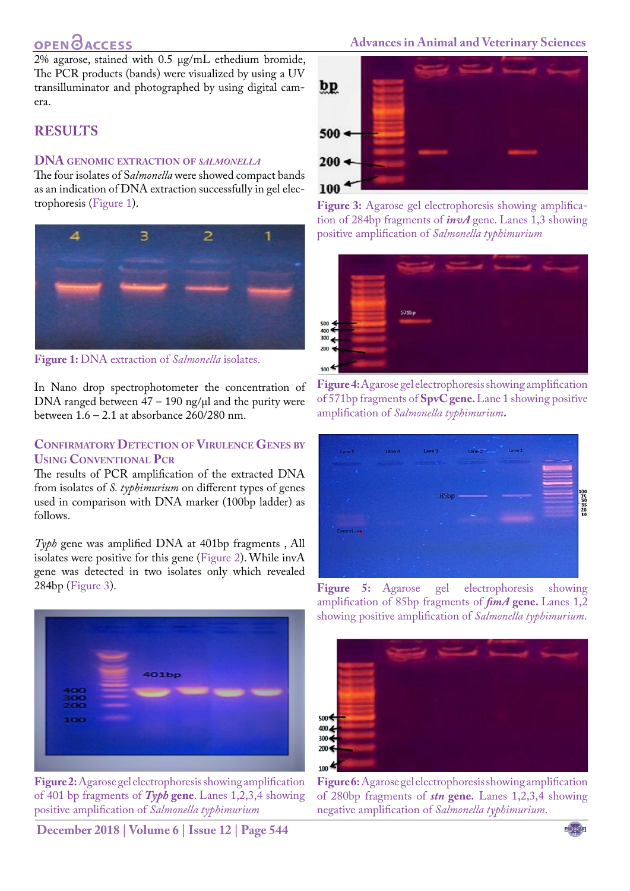2% agarose, stained with 0.5 µg/mL ethedium bromide, The PCR products (bands) were visualized by using a UV transilluminator and photographed by using digital camera.

## RESULTS

### DNA GENOMIC EXTRACTION OF *SALMONELLA*

The four isolates of S*almonella* were showed compact bands as an indication of DNA extraction successfully in gel electrophoresis (Figure 1).

**Figure 1:** DNA extraction of *Salmonella* isolates.

In Nano drop spectrophotometer the concentration of DNA ranged between 47 – 190 ng/µl and the purity were between 1.6 – 2.1 at absorbance 260/280 nm.

### CONFIRMATORY DETECTION OF VIRULENCE GENES BY USING CONVENTIONAL PCR

The results of PCR amplification of the extracted DNA from isolates of *S. typhimurium* on different types of genes used in comparison with DNA marker (100bp ladder) as follows.

*Typh* gene was amplified DNA at 401bp fragments , All isolates were positive for this gene (Figure 2). While invA gene was detected in two isolates only which revealed 284bp (Figure 3).

**Figure 2:** Agarose gel electrophoresis showing amplification of 401 bp fragments of ***Typh*** **gene**. Lanes 1,2,3,4 showing positive amplification of *Salmonella typhimurium*

**Figure 3:** Agarose gel electrophoresis showing amplification of 284bp fragments of ***invA*** gene. Lanes 1,3 showing positive amplification of *Salmonella typhimurium*

**Figure 4:** Agarose gel electrophoresis showing amplification of 571bp fragments of **SpvC gene.** Lane 1 showing positive amplification of *Salmonella typhimurium*.

**Figure 5:** Agarose gel electrophoresis showing amplification of 85bp fragments of ***fimA*** **gene.** Lanes 1,2 showing positive amplification of *Salmonella typhimurium*.

**Figure 6:** Agarose gel electrophoresis showing amplification of 280bp fragments of ***stn*** **gene.** Lanes 1,2,3,4 showing negative amplification of *Salmonella typhimurium*.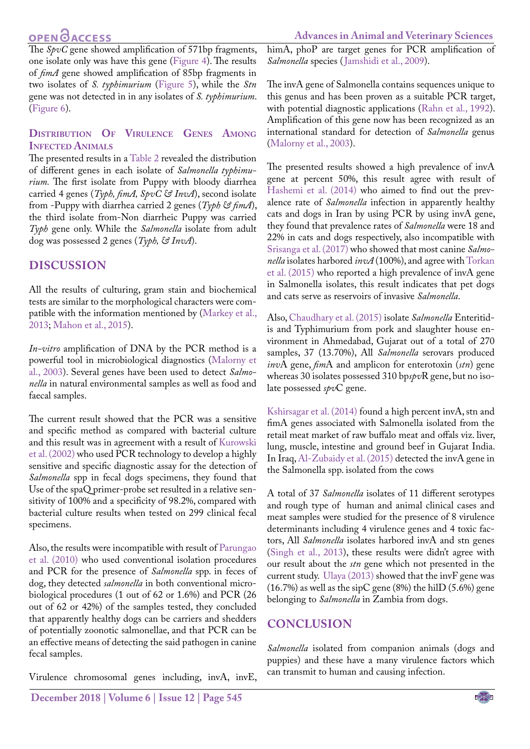The *SpvC* gene showed amplification of 571bp fragments, one isolate only was have this gene (Figure 4). The results of *fimA* gene showed amplification of 85bp fragments in two isolates of *S. typhimurium* (Figure 5), while the *Stn* gene was not detected in in any isolates of *S. typhimurium*. (Figure 6).

### Distribution Of Virulence Genes Among Infected Animals

The presented results in a Table 2 revealed the distribution of different genes in each isolate of *Salmonella typhimurium.* The first isolate from Puppy with bloody diarrhea carried 4 genes (*Typh, fimA, SpvC & InvA*), second isolate from -Puppy with diarrhea carried 2 genes (*Typh & fimA*), the third isolate from-Non diarrheic Puppy was carried *Typh* gene only. While the *Salmonella* isolate from adult dog was possessed 2 genes (*Typh, & InvA*).

## DISCUSSION

All the results of culturing, gram stain and biochemical tests are similar to the morphological characters were compatible with the information mentioned by (Markey et al., 2013; Mahon et al., 2015).

*In-vitro* amplification of DNA by the PCR method is a powerful tool in microbiological diagnostics (Malorny et al., 2003). Several genes have been used to detect *Salmonella* in natural environmental samples as well as food and faecal samples.

The current result showed that the PCR was a sensitive and specific method as compared with bacterial culture and this result was in agreement with a result of Kurowski et al. (2002) who used PCR technology to develop a highly sensitive and specific diagnostic assay for the detection of *Salmonella* spp in fecal dogs specimens, they found that Use of the spaQ primer-probe set resulted in a relative sensitivity of 100% and a specificity of 98.2%, compared with bacterial culture results when tested on 299 clinical fecal specimens.

Also, the results were incompatible with result of Parungao et al. (2010) who used conventional isolation procedures and PCR for the presence of *Salmonella* spp. in feces of dog, they detected *salmonella* in both conventional microbiological procedures (1 out of 62 or 1.6%) and PCR (26 out of 62 or 42%) of the samples tested, they concluded that apparently healthy dogs can be carriers and shedders of potentially zoonotic salmonellae, and that PCR can be an effective means of detecting the said pathogen in canine fecal samples.

Virulence chromosomal genes including, invA, invE, himA, phoP are target genes for PCR amplification of *Salmonella* species (Jamshidi et al., 2009).

The invA gene of Salmonella contains sequences unique to this genus and has been proven as a suitable PCR target, with potential diagnostic applications (Rahn et al., 1992). Amplification of this gene now has been recognized as an international standard for detection of *Salmonella* genus (Malorny et al., 2003).

The presented results showed a high prevalence of invA gene at percent 50%, this result agree with result of Hashemi et al. (2014) who aimed to find out the prevalence rate of *Salmonella* infection in apparently healthy cats and dogs in Iran by using PCR by using invA gene, they found that prevalence rates of *Salmonella* were 18 and 22% in cats and dogs respectively, also incompatible with Srisanga et al. (2017) who showed that most canine *Salmonella* isolates harbored *invA* (100%), and agree with Torkan et al. (2015) who reported a high prevalence of invA gene in Salmonella isolates, this result indicates that pet dogs and cats serve as reservoirs of invasive *Salmonella*.

Also, Chaudhary et al. (2015) isolate *Salmonella* Enteritidis and Typhimurium from pork and slaughter house environment in Ahmedabad, Gujarat out of a total of 270 samples, 37 (13.70%), All *Salmonella* serovars produced *inv*A gene, *fim*A and amplicon for enterotoxin (*stn*) gene whereas 30 isolates possessed 310 bp*spv*R gene, but no isolate possessed *spv*C gene.

Kshirsagar et al. (2014) found a high percent invA, stn and fimA genes associated with Salmonella isolated from the retail meat market of raw buffalo meat and offals viz. liver, lung, muscle, intestine and ground beef in Gujarat India. In Iraq, Al-Zubaidy et al. (2015) detected the invA gene in the Salmonella spp. isolated from the cows

A total of 37 *Salmonella* isolates of 11 different serotypes and rough type of human and animal clinical cases and meat samples were studied for the presence of 8 virulence determinants including 4 virulence genes and 4 toxic factors, All *Salmonella* isolates harbored invA and stn genes (Singh et al., 2013), these results were didn't agree with our result about the *stn* gene which not presented in the current study. Ulaya (2013) showed that the invF gene was (16.7%) as well as the sipC gene (8%) the hilD (5.6%) gene belonging to *Salmonella* in Zambia from dogs.

## CONCLUSION

*Salmonella* isolated from companion animals (dogs and puppies) and these have a many virulence factors which can transmit to human and causing infection.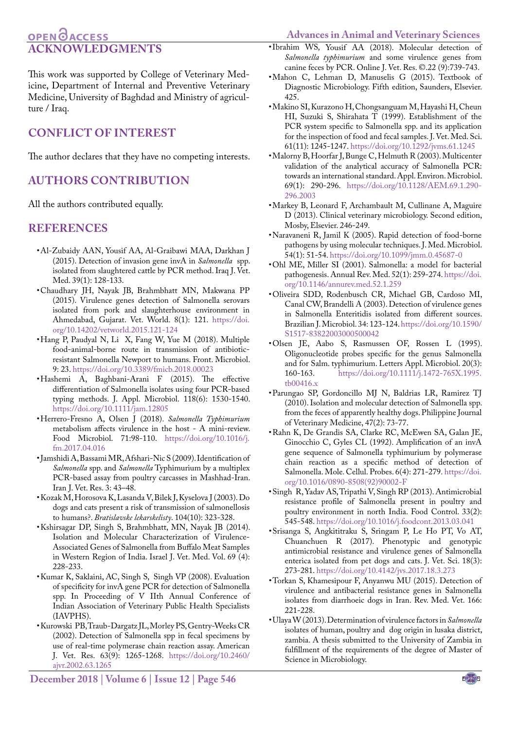## ACKNOWLEDGMENTS

This work was supported by College of Veterinary Medicine, Department of Internal and Preventive Veterinary Medicine, University of Baghdad and Ministry of agriculture / Iraq.

## CONFLICT OF INTEREST

The author declares that they have no competing interests.

## AUTHORS CONTRIBUTION

All the authors contributed equally.

## REFERENCES

- Al-Zubaidy AAN, Yousif AA, Al-Graibawi MAA, Darkhan J (2015). Detection of invasion gene invA in *Salmonella* spp. isolated from slaughtered cattle by PCR method. Iraq J. Vet. Med. 39(1): 128-133.
- Chaudhary JH, Nayak JB, Brahmbhatt MN, Makwana PP (2015). Virulence genes detection of Salmonella serovars isolated from pork and slaughterhouse environment in Ahmedabad, Gujarat. Vet. World. 8(1): 121. https://doi.org/10.14202/vetworld.2015.121-124
- Hang P, Paudyal N, Li X, Fang W, Yue M (2018). Multiple food-animal-borne route in transmission of antibiotic-resistant Salmonella Newport to humans. Front. Microbiol. 9: 23. https://doi.org/10.3389/fmicb.2018.00023
- Hashemi A, Baghbani-Arani F (2015). The effective differentiation of Salmonella isolates using four PCR-based typing methods. J. Appl. Microbiol. 118(6): 1530-1540. https://doi.org/10.1111/jam.12805
- Herrero-Fresno A, Olsen J (2018). *Salmonella Typhimurium* metabolism affects virulence in the host - A mini-review. Food Microbiol. 71:98-110. https://doi.org/10.1016/j.fm.2017.04.016
- Jamshidi A, Bassami MR, Afshari-Nic S (2009). Identification of *Salmonella* spp. and *Salmonella* Typhimurium by a multiplex PCR-based assay from poultry carcasses in Mashhad-Iran. Iran J. Vet. Res. 3: 43–48.
- Kozak M, Horosova K, Lasanda V, Bilek J, Kyselova J (2003). Do dogs and cats present a risk of transmission of salmonellosis to humans?. *Bratislavske lekarskelisty*. 104(10): 323-328.
- Kshirsagar DP, Singh S, Brahmbhatt, MN, Nayak JB (2014). Isolation and Molecular Characterization of Virulence-Associated Genes of Salmonella from Buffalo Meat Samples in Western Region of India. Israel J. Vet. Med. Vol. 69 (4): 228-233.
- Kumar K, Saklaini, AC, Singh S, Singh VP (2008). Evaluation of specificity for invA gene PCR for detection of Salmonella spp. In Proceeding of V IIth Annual Conference of Indian Association of Veterinary Public Health Specialists (IAVPHS).
- Kurowski PB, Traub-Dargatz JL, Morley PS, Gentry-Weeks CR (2002). Detection of Salmonella spp in fecal specimens by use of real-time polymerase chain reaction assay. American J. Vet. Res. 63(9): 1265-1268. https://doi.org/10.2460/ajvr.2002.63.1265
- Ibrahim WS, Yousif AA (2018). Molecular detection of *Salmonella typhimurium* and some virulence genes from canine feces by PCR. Online J. Vet. Res. ©.22 (9):739-743.
- Mahon C, Lehman D, Manuselis G (2015). Textbook of Diagnostic Microbiology. Fifth edition, Saunders, Elsevier. 425.
- Makino SI, Kurazono H, Chongsanguam M, Hayashi H, Cheun HI, Suzuki S, Shirahata T (1999). Establishment of the PCR system specific to Salmonella spp. and its application for the inspection of food and fecal samples. J. Vet. Med. Sci. 61(11): 1245-1247. https://doi.org/10.1292/jvms.61.1245
- Malorny B, Hoorfar J, Bunge C, Helmuth R (2003). Multicenter validation of the analytical accuracy of Salmonella PCR: towards an international standard. Appl. Environ. Microbiol. 69(1): 290-296. https://doi.org/10.1128/AEM.69.1.290-296.2003
- Markey B, Leonard F, Archambault M, Cullinane A, Maguire D (2013). Clinical veterinary microbiology. Second edition, Mosby, Elsevier. 246-249.
- Naravaneni R, Jamil K (2005). Rapid detection of food-borne pathogens by using molecular techniques. J. Med. Microbiol. 54(1): 51-54. https://doi.org/10.1099/jmm.0.45687-0
- Ohl ME, Miller SI (2001). Salmonella: a model for bacterial pathogenesis. Annual Rev. Med. 52(1): 259-274. https://doi.org/10.1146/annurev.med.52.1.259
- Oliveira SDD, Rodenbusch CR, Michael GB, Cardoso MI, Canal CW, Brandelli A (2003). Detection of virulence genes in Salmonella Enteritidis isolated from different sources. Brazilian J. Microbiol. 34: 123-124. https://doi.org/10.1590/S1517-83822003000500042
- Olsen JE, Aabo S, Rasmussen OF, Rossen L (1995). Oligonucleotide probes specific for the genus Salmonella and for Salm. typhimurium. Letters Appl. Microbiol. 20(3): 160-163. https://doi.org/10.1111/j.1472-765X.1995.tb00416.x
- Parungao SP, Gordoncillo MJ N, Baldrias LR, Ramirez TJ (2010). Isolation and molecular detection of Salmonella spp. from the feces of apparently healthy dogs. Philippine Journal of Veterinary Medicine, 47(2): 73-77.
- Rahn K, De Grandis SA, Clarke RC, McEwen SA, Galan JE, Ginocchio C, Gyles CL (1992). Amplification of an invA gene sequence of Salmonella typhimurium by polymerase chain reaction as a specific method of detection of Salmonella. Mole. Cellul. Probes. 6(4): 271-279. https://doi.org/10.1016/0890-8508(92)90002-F
- Singh R, Yadav AS, Tripathi V, Singh RP (2013). Antimicrobial resistance profile of Salmonella present in poultry and poultry environment in north India. Food Control. 33(2): 545-548. https://doi.org/10.1016/j.foodcont.2013.03.041
- Srisanga S, Angkititraku S, Sringam P, Le Ho PT, Vo AT, Chuanchuen R (2017). Phenotypic and genotypic antimicrobial resistance and virulence genes of Salmonella enterica isolated from pet dogs and cats. J. Vet. Sci. 18(3): 273-281. https://doi.org/10.4142/jvs.2017.18.3.273
- Torkan S, Khamesipour F, Anyanwu MU (2015). Detection of virulence and antibacterial resistance genes in Salmonella isolates from diarrhoeic dogs in Iran. Rev. Med. Vet. 166: 221-228.
- Ulaya W (2013). Determination of virulence factors in *Salmonella* isolates of human, poultry and dog origin in lusaka district, zambia. A thesis submitted to the University of Zambia in fulfillment of the requirements of the degree of Master of Science in Microbiology.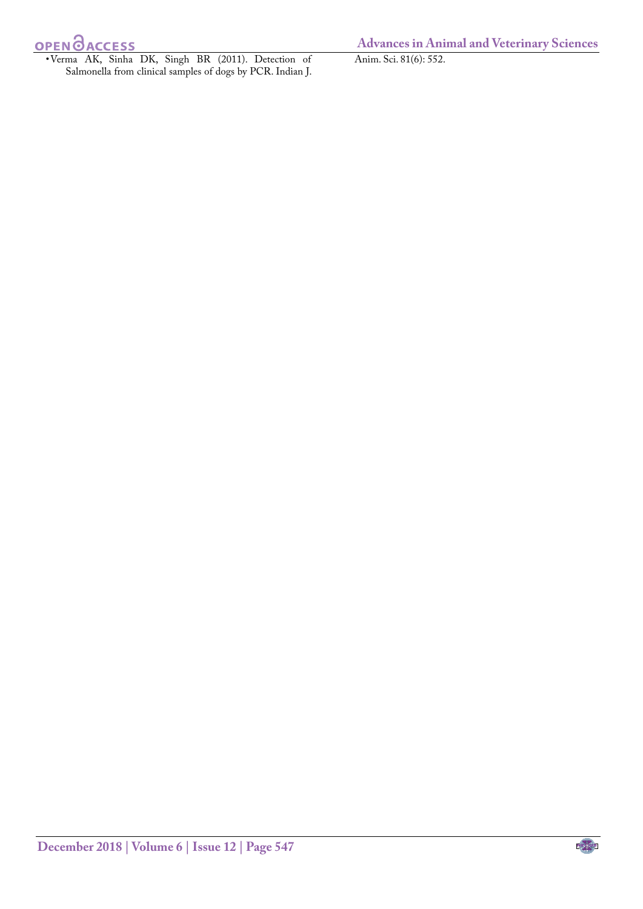- Verma AK, Sinha DK, Singh BR (2011). Detection of Salmonella from clinical samples of dogs by PCR. Indian J. Anim. Sci. 81(6): 552.